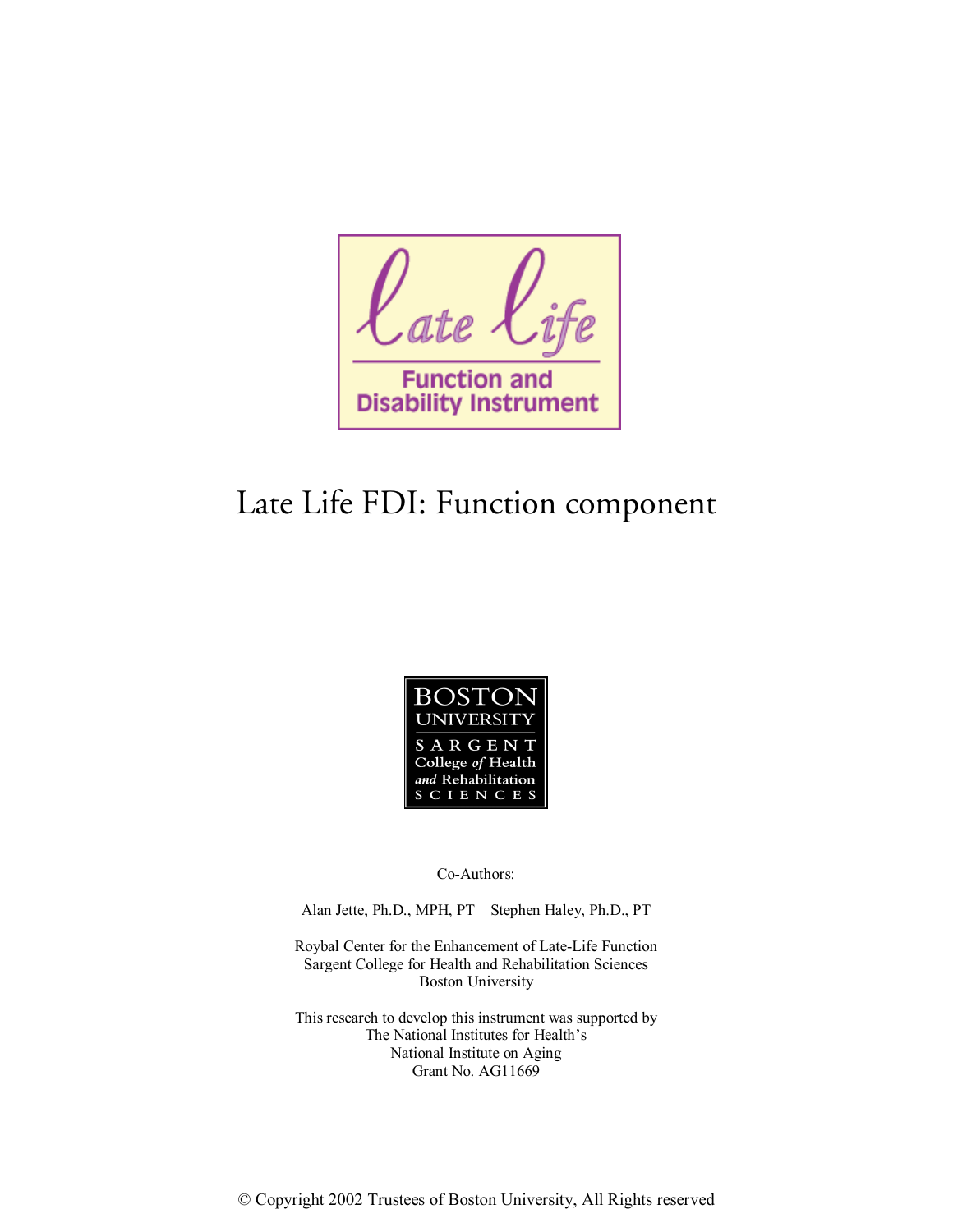Late Life

Function and Disability Instrument

# Late Life FDI: Function component

BOSTON UNIVERSITY

SARGENT College *of* Health *and* Rehabilitation SCIENCES

Co-Authors:

Alan Jette, Ph.D., MPH, PT     Stephen Haley, Ph.D., PT

Roybal Center for the Enhancement of Late-Life Function
Sargent College for Health and Rehabilitation Sciences
Boston University

This research to develop this instrument was supported by
The National Institutes for Health's
National Institute on Aging
Grant No. AG11669

© Copyright 2002 Trustees of Boston University, All Rights reserved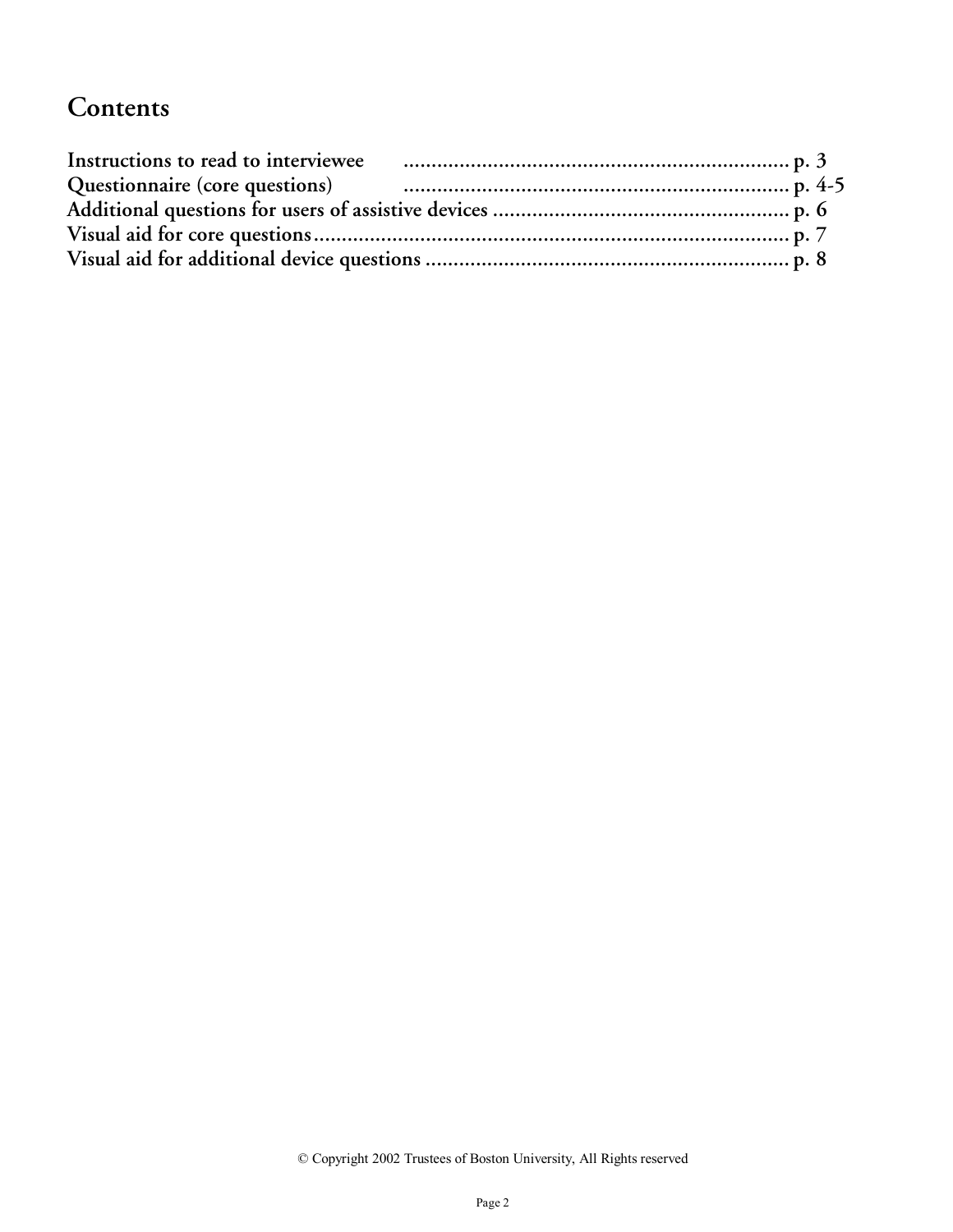# Contents

**Instructions to read to interviewee ..................................................................... p. 3**
**Questionnaire (core questions) ..................................................................... p. 4-5**
**Additional questions for users of assistive devices ..................................................... p. 6**
**Visual aid for core questions...................................................................................... p. 7**
**Visual aid for additional device questions ................................................................. p. 8**

© Copyright 2002 Trustees of Boston University, All Rights reserved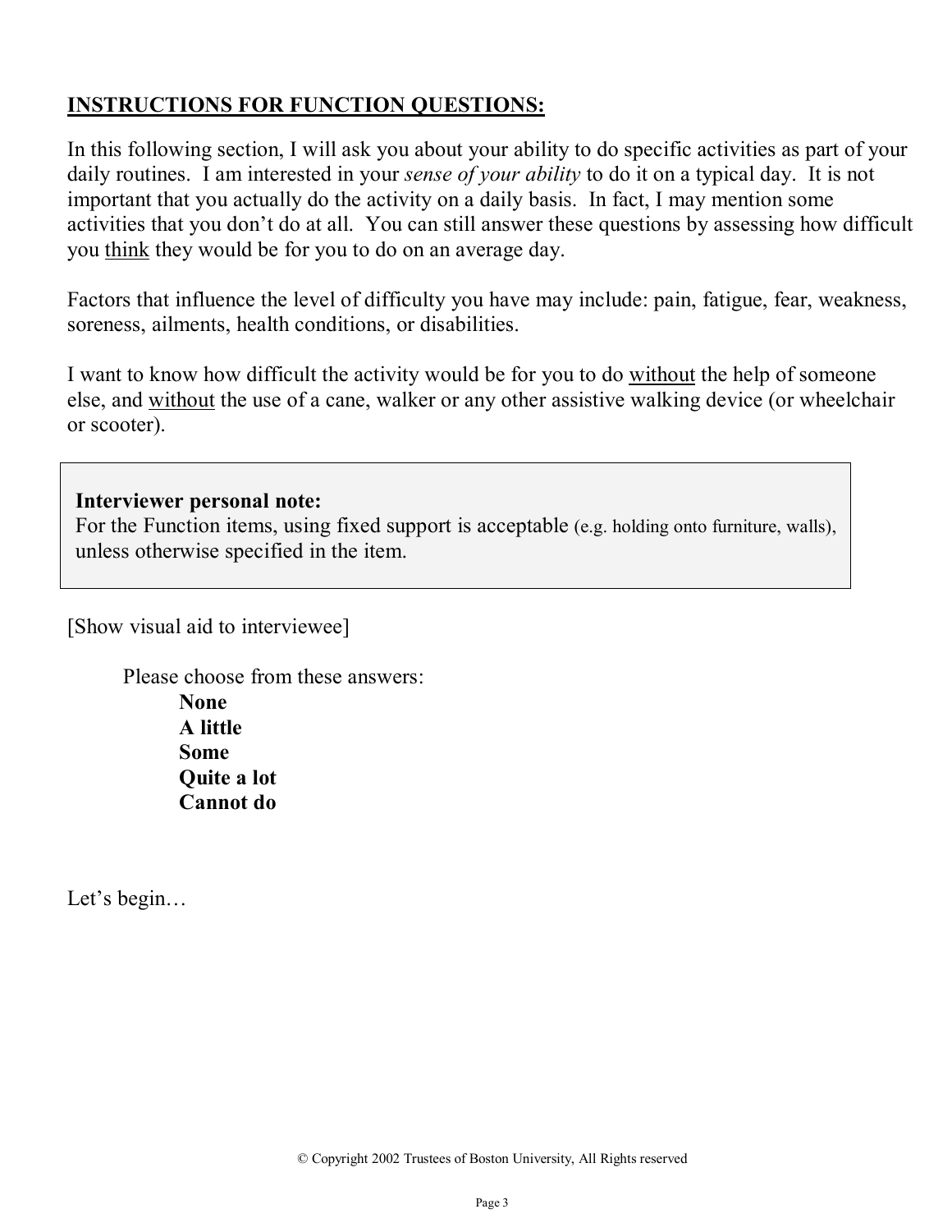## INSTRUCTIONS FOR FUNCTION QUESTIONS:

In this following section, I will ask you about your ability to do specific activities as part of your daily routines. I am interested in your *sense of your ability* to do it on a typical day. It is not important that you actually do the activity on a daily basis. In fact, I may mention some activities that you don't do at all. You can still answer these questions by assessing how difficult you <u>think</u> they would be for you to do on an average day.

Factors that influence the level of difficulty you have may include: pain, fatigue, fear, weakness, soreness, ailments, health conditions, or disabilities.

I want to know how difficult the activity would be for you to do <u>without</u> the help of someone else, and <u>without</u> the use of a cane, walker or any other assistive walking device (or wheelchair or scooter).

> **Interviewer personal note:**
> For the Function items, using fixed support is acceptable (e.g. holding onto furniture, walls), unless otherwise specified in the item.

[Show visual aid to interviewee]

Please choose from these answers:

**None**
**A little**
**Some**
**Quite a lot**
**Cannot do**

Let's begin…

© Copyright 2002 Trustees of Boston University, All Rights reserved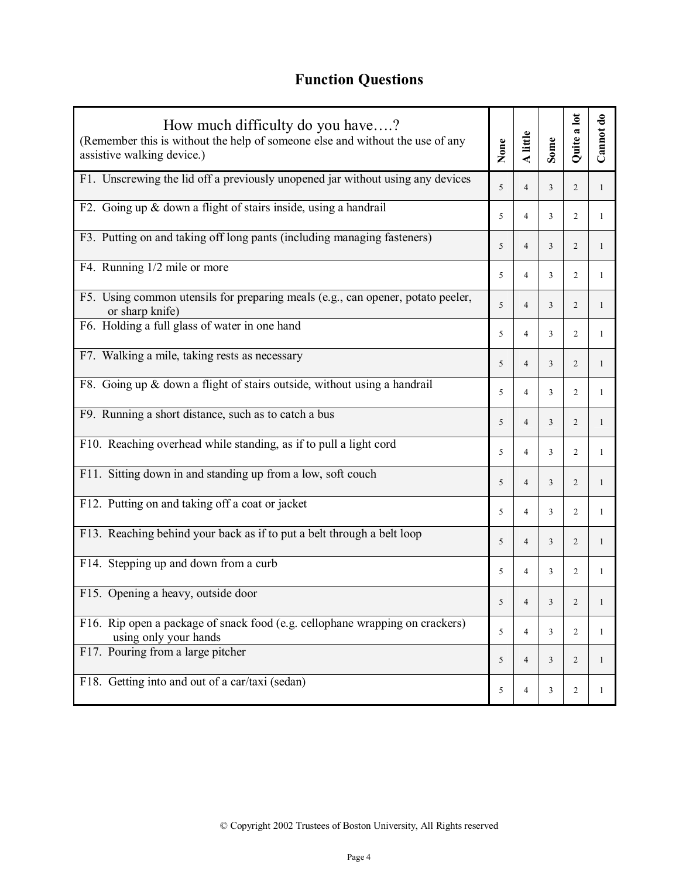## Function Questions

| How much difficulty do you have….? (Remember this is without the help of someone else and without the use of any assistive walking device.) | None | A little | Some | Quite a lot | Cannot do |
|---|---|---|---|---|---|
| F1. Unscrewing the lid off a previously unopened jar without using any devices | 5 | 4 | 3 | 2 | 1 |
| F2. Going up & down a flight of stairs inside, using a handrail | 5 | 4 | 3 | 2 | 1 |
| F3. Putting on and taking off long pants (including managing fasteners) | 5 | 4 | 3 | 2 | 1 |
| F4. Running 1/2 mile or more | 5 | 4 | 3 | 2 | 1 |
| F5. Using common utensils for preparing meals (e.g., can opener, potato peeler, or sharp knife) | 5 | 4 | 3 | 2 | 1 |
| F6. Holding a full glass of water in one hand | 5 | 4 | 3 | 2 | 1 |
| F7. Walking a mile, taking rests as necessary | 5 | 4 | 3 | 2 | 1 |
| F8. Going up & down a flight of stairs outside, without using a handrail | 5 | 4 | 3 | 2 | 1 |
| F9. Running a short distance, such as to catch a bus | 5 | 4 | 3 | 2 | 1 |
| F10. Reaching overhead while standing, as if to pull a light cord | 5 | 4 | 3 | 2 | 1 |
| F11. Sitting down in and standing up from a low, soft couch | 5 | 4 | 3 | 2 | 1 |
| F12. Putting on and taking off a coat or jacket | 5 | 4 | 3 | 2 | 1 |
| F13. Reaching behind your back as if to put a belt through a belt loop | 5 | 4 | 3 | 2 | 1 |
| F14. Stepping up and down from a curb | 5 | 4 | 3 | 2 | 1 |
| F15. Opening a heavy, outside door | 5 | 4 | 3 | 2 | 1 |
| F16. Rip open a package of snack food (e.g. cellophane wrapping on crackers) using only your hands | 5 | 4 | 3 | 2 | 1 |
| F17. Pouring from a large pitcher | 5 | 4 | 3 | 2 | 1 |
| F18. Getting into and out of a car/taxi (sedan) | 5 | 4 | 3 | 2 | 1 |

© Copyright 2002 Trustees of Boston University, All Rights reserved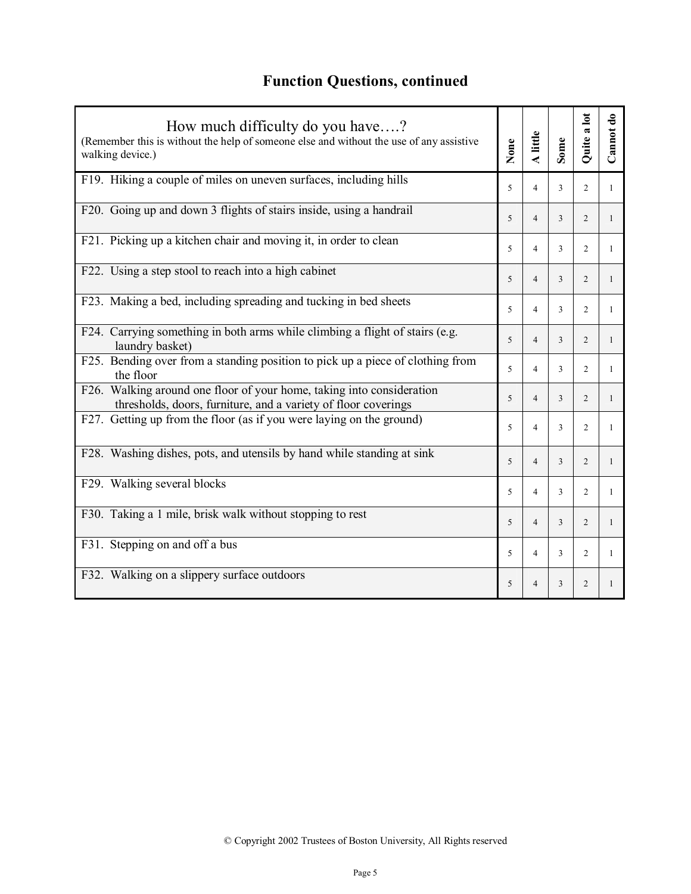## Function Questions, continued

| How much difficulty do you have….? (Remember this is without the help of someone else and without the use of any assistive walking device.) | None | A little | Some | Quite a lot | Cannot do |
|---|---|---|---|---|---|
| F19. Hiking a couple of miles on uneven surfaces, including hills | 5 | 4 | 3 | 2 | 1 |
| F20. Going up and down 3 flights of stairs inside, using a handrail | 5 | 4 | 3 | 2 | 1 |
| F21. Picking up a kitchen chair and moving it, in order to clean | 5 | 4 | 3 | 2 | 1 |
| F22. Using a step stool to reach into a high cabinet | 5 | 4 | 3 | 2 | 1 |
| F23. Making a bed, including spreading and tucking in bed sheets | 5 | 4 | 3 | 2 | 1 |
| F24. Carrying something in both arms while climbing a flight of stairs (e.g. laundry basket) | 5 | 4 | 3 | 2 | 1 |
| F25. Bending over from a standing position to pick up a piece of clothing from the floor | 5 | 4 | 3 | 2 | 1 |
| F26. Walking around one floor of your home, taking into consideration thresholds, doors, furniture, and a variety of floor coverings | 5 | 4 | 3 | 2 | 1 |
| F27. Getting up from the floor (as if you were laying on the ground) | 5 | 4 | 3 | 2 | 1 |
| F28. Washing dishes, pots, and utensils by hand while standing at sink | 5 | 4 | 3 | 2 | 1 |
| F29. Walking several blocks | 5 | 4 | 3 | 2 | 1 |
| F30. Taking a 1 mile, brisk walk without stopping to rest | 5 | 4 | 3 | 2 | 1 |
| F31. Stepping on and off a bus | 5 | 4 | 3 | 2 | 1 |
| F32. Walking on a slippery surface outdoors | 5 | 4 | 3 | 2 | 1 |

© Copyright 2002 Trustees of Boston University, All Rights reserved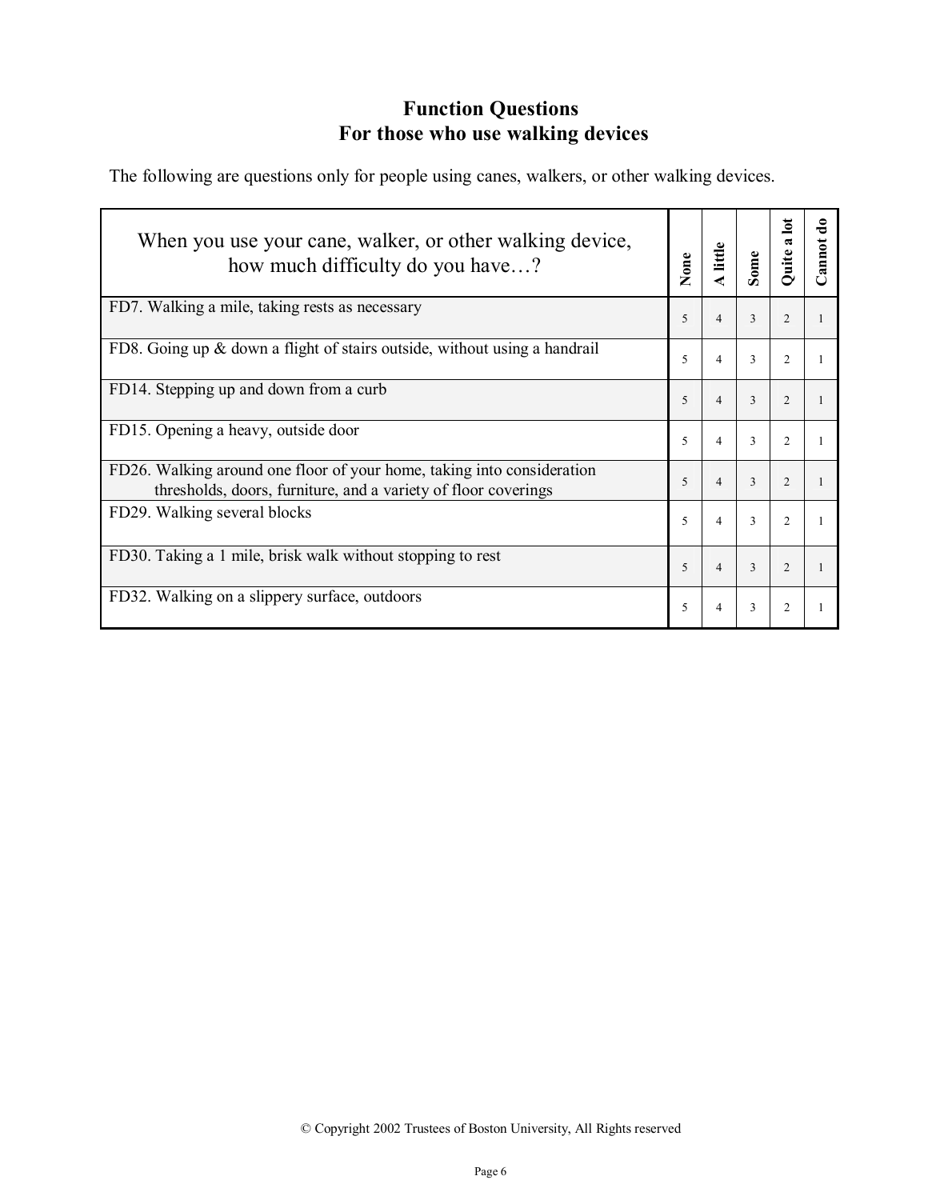# Function Questions
## For those who use walking devices

The following are questions only for people using canes, walkers, or other walking devices.

| When you use your cane, walker, or other walking device, how much difficulty do you have…? | None | A little | Some | Quite a lot | Cannot do |
|---|---|---|---|---|---|
| FD7. Walking a mile, taking rests as necessary | 5 | 4 | 3 | 2 | 1 |
| FD8. Going up & down a flight of stairs outside, without using a handrail | 5 | 4 | 3 | 2 | 1 |
| FD14. Stepping up and down from a curb | 5 | 4 | 3 | 2 | 1 |
| FD15. Opening a heavy, outside door | 5 | 4 | 3 | 2 | 1 |
| FD26. Walking around one floor of your home, taking into consideration thresholds, doors, furniture, and a variety of floor coverings | 5 | 4 | 3 | 2 | 1 |
| FD29. Walking several blocks | 5 | 4 | 3 | 2 | 1 |
| FD30. Taking a 1 mile, brisk walk without stopping to rest | 5 | 4 | 3 | 2 | 1 |
| FD32. Walking on a slippery surface, outdoors | 5 | 4 | 3 | 2 | 1 |

© Copyright 2002 Trustees of Boston University, All Rights reserved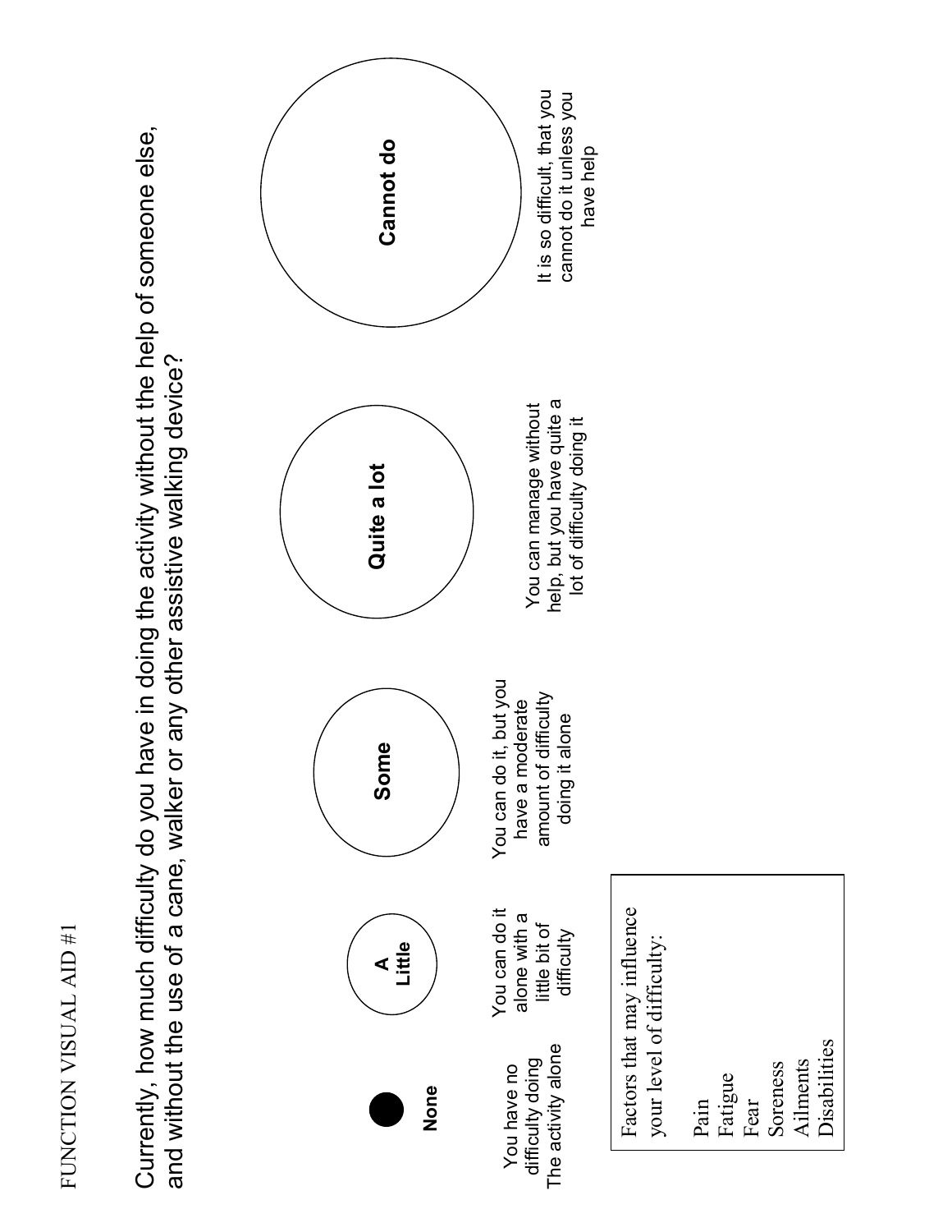# FUNCTION VISUAL AID #1

Currently, how much difficulty do you have in doing the activity without the help of someone else, and without the use of a cane, walker or any other assistive walking device?

| None | A Little | Some | Quite a lot | Cannot do |
|---|---|---|---|---|
| You have no difficulty doing The activity alone | You can do it alone with a little bit of difficulty | You can do it, but you have a moderate amount of difficulty doing it alone | You can manage without help, but you have quite a lot of difficulty doing it | It is so difficult, that you cannot do it unless you have help |

Factors that may influence your level of difficulty:

Pain
Fatigue
Fear
Soreness
Ailments
Disabilities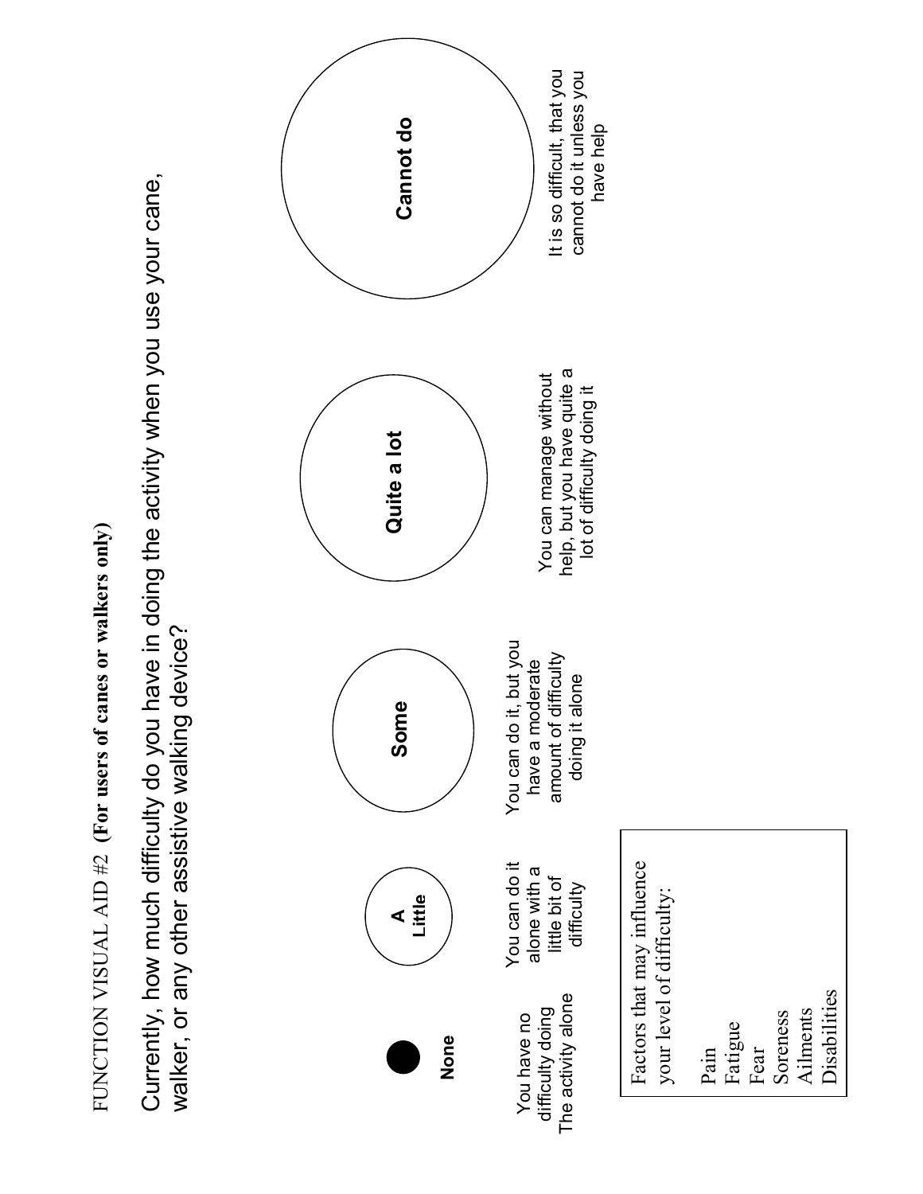FUNCTION VISUAL AID #2 **(For users of canes or walkers only)**

Currently, how much difficulty do you have in doing the activity when you use your cane, walker, or any other assistive walking device?

**None**

You have no difficulty doing The activity alone

**A Little**

You can do it alone with a little bit of difficulty

**Some**

You can do it, but you have a moderate amount of difficulty doing it alone

**Quite a lot**

You can manage without help, but you have quite a lot of difficulty doing it

**Cannot do**

It is so difficult, that you cannot do it unless you have help

Factors that may influence your level of difficulty:

Pain
Fatigue
Fear
Soreness
Ailments
Disabilities